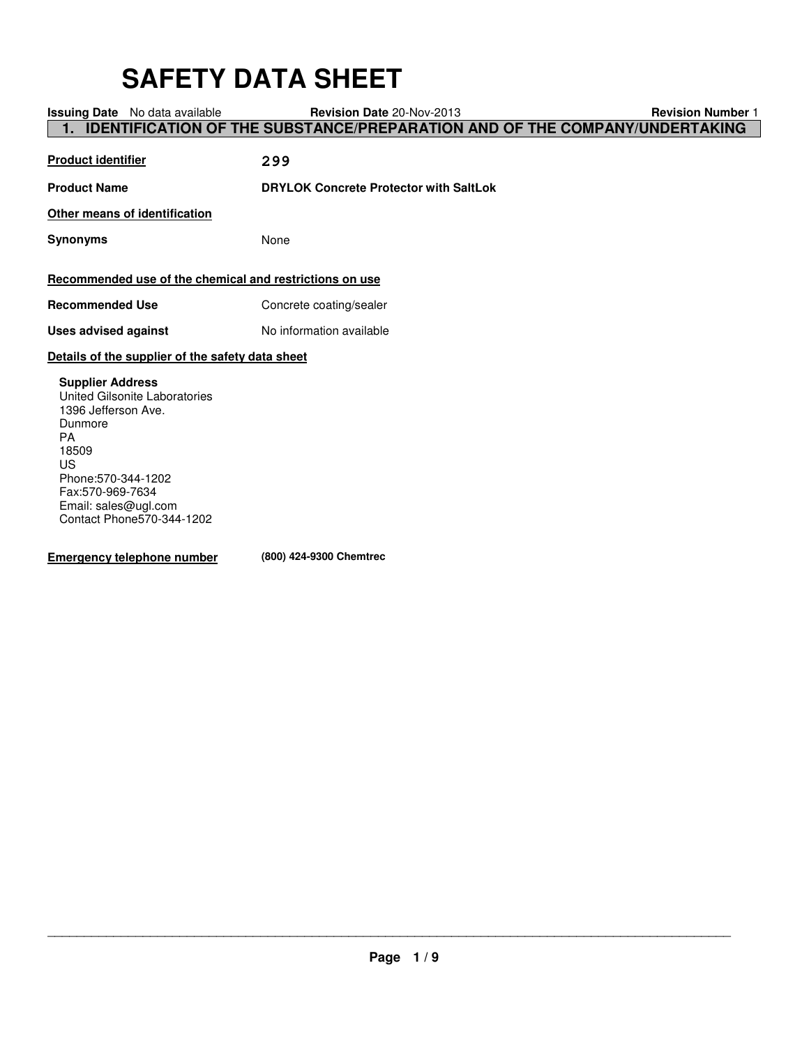# SAFETY DATA SHEET

**Issuing Date** No data available **Revision Date** 20-Nov-2013 **Revision Number** 1

## 1. IDENTIFICATION OF THE SUBSTANCE/PREPARATION AND OF THE COMPANY/UNDERTAKING

**Product identifier** 299

**Product Name** **DRYLOK Concrete Protector with SaltLok**

**Other means of identification**

**Synonyms** None

**Recommended use of the chemical and restrictions on use**

**Recommended Use** Concrete coating/sealer

**Uses advised against** No information available

**Details of the supplier of the safety data sheet**

**Supplier Address**
United Gilsonite Laboratories
1396 Jefferson Ave.
Dunmore
PA
18509
US
Phone:570-344-1202
Fax:570-969-7634
Email: sales@ugl.com
Contact Phone570-344-1202

**Emergency telephone number** **(800) 424-9300 Chemtrec**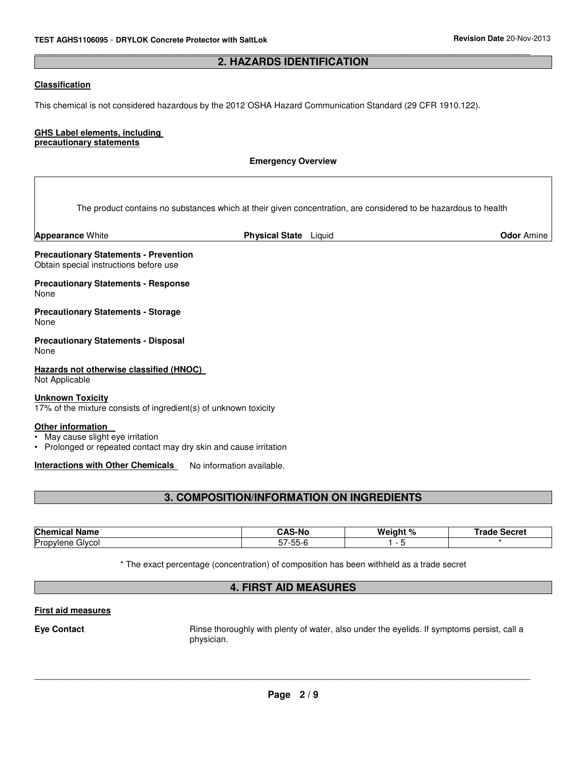## 2. HAZARDS IDENTIFICATION

**Classification**

This chemical is not considered hazardous by the 2012 OSHA Hazard Communication Standard (29 CFR 1910.122).

**GHS Label elements, including precautionary statements**

**Emergency Overview**

The product contains no substances which at their given concentration, are considered to be hazardous to health

**Appearance** White **Physical State** Liquid **Odor** Amine

**Precautionary Statements - Prevention**
Obtain special instructions before use

**Precautionary Statements - Response**
None

**Precautionary Statements - Storage**
None

**Precautionary Statements - Disposal**
None

**Hazards not otherwise classified (HNOC)**
Not Applicable

**Unknown Toxicity**
17% of the mixture consists of ingredient(s) of unknown toxicity

**Other information**
- May cause slight eye irritation
- Prolonged or repeated contact may dry skin and cause irritation

**Interactions with Other Chemicals** No information available.

## 3. COMPOSITION/INFORMATION ON INGREDIENTS

| Chemical Name | CAS-No | Weight % | Trade Secret |
|---|---|---|---|
| Propylene Glycol | 57-55-6 | 1 - 5 | * |

* The exact percentage (concentration) of composition has been withheld as a trade secret

## 4. FIRST AID MEASURES

**First aid measures**

**Eye Contact** Rinse thoroughly with plenty of water, also under the eyelids. If symptoms persist, call a physician.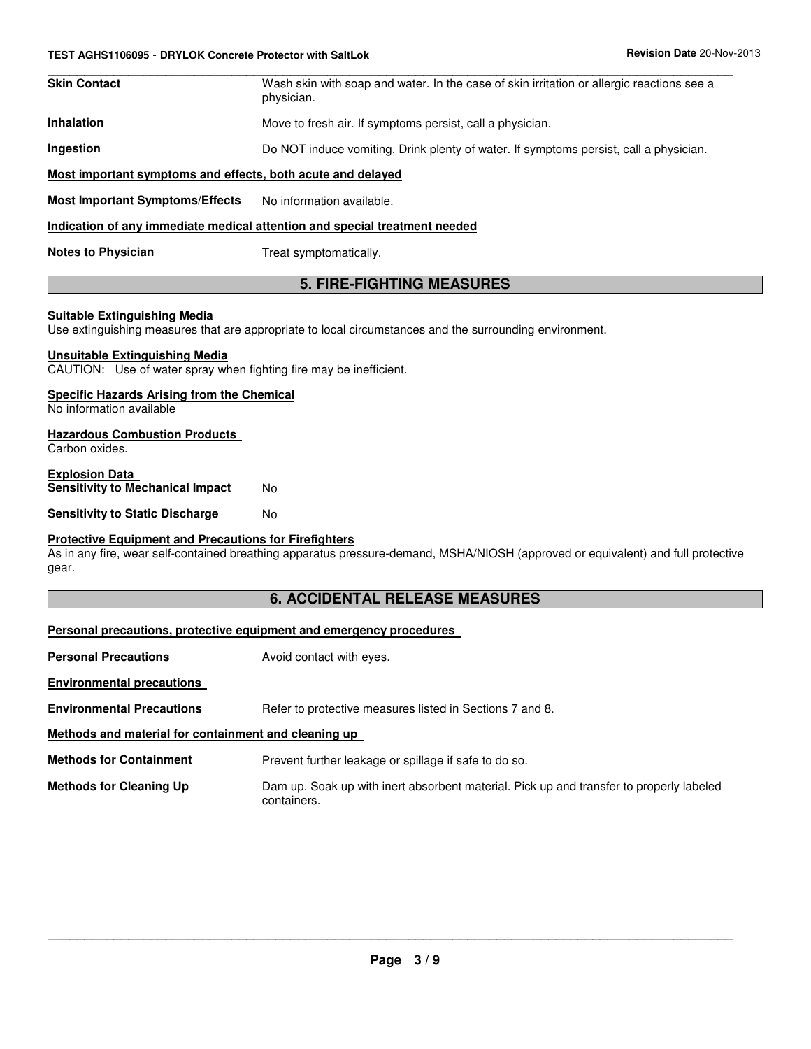**Skin Contact** Wash skin with soap and water. In the case of skin irritation or allergic reactions see a physician.

**Inhalation** Move to fresh air. If symptoms persist, call a physician.

**Ingestion** Do NOT induce vomiting. Drink plenty of water. If symptoms persist, call a physician.

**Most important symptoms and effects, both acute and delayed**

**Most Important Symptoms/Effects** No information available.

**Indication of any immediate medical attention and special treatment needed**

**Notes to Physician** Treat symptomatically.

## 5. FIRE-FIGHTING MEASURES

**Suitable Extinguishing Media**
Use extinguishing measures that are appropriate to local circumstances and the surrounding environment.

**Unsuitable Extinguishing Media**
CAUTION: Use of water spray when fighting fire may be inefficient.

**Specific Hazards Arising from the Chemical**
No information available

**Hazardous Combustion Products**
Carbon oxides.

**Explosion Data**
**Sensitivity to Mechanical Impact** No

**Sensitivity to Static Discharge** No

**Protective Equipment and Precautions for Firefighters**
As in any fire, wear self-contained breathing apparatus pressure-demand, MSHA/NIOSH (approved or equivalent) and full protective gear.

## 6. ACCIDENTAL RELEASE MEASURES

**Personal precautions, protective equipment and emergency procedures**

**Personal Precautions** Avoid contact with eyes.

**Environmental precautions**

**Environmental Precautions** Refer to protective measures listed in Sections 7 and 8.

**Methods and material for containment and cleaning up**

**Methods for Containment** Prevent further leakage or spillage if safe to do so.

**Methods for Cleaning Up** Dam up. Soak up with inert absorbent material. Pick up and transfer to properly labeled containers.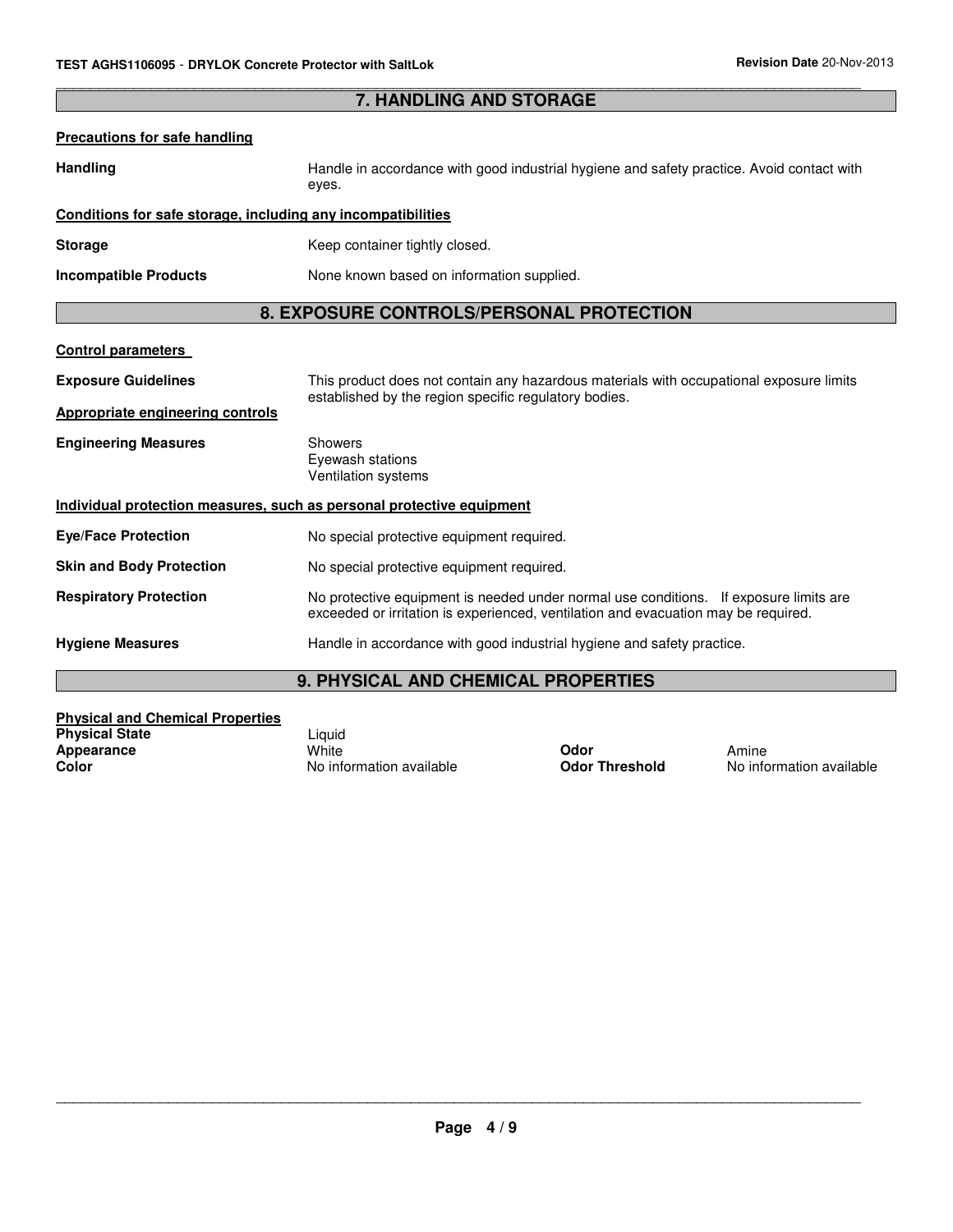## 7. HANDLING AND STORAGE

**Precautions for safe handling**

**Handling** Handle in accordance with good industrial hygiene and safety practice. Avoid contact with eyes.

**Conditions for safe storage, including any incompatibilities**

**Storage** Keep container tightly closed.

**Incompatible Products** None known based on information supplied.

## 8. EXPOSURE CONTROLS/PERSONAL PROTECTION

**Control parameters**

**Exposure Guidelines** This product does not contain any hazardous materials with occupational exposure limits established by the region specific regulatory bodies.

**Appropriate engineering controls**

**Engineering Measures**
- Showers
- Eyewash stations
- Ventilation systems

**Individual protection measures, such as personal protective equipment**

**Eye/Face Protection** No special protective equipment required.

**Skin and Body Protection** No special protective equipment required.

**Respiratory Protection** No protective equipment is needed under normal use conditions. If exposure limits are exceeded or irritation is experienced, ventilation and evacuation may be required.

**Hygiene Measures** Handle in accordance with good industrial hygiene and safety practice.

## 9. PHYSICAL AND CHEMICAL PROPERTIES

**Physical and Chemical Properties**

| | | | |
|---|---|---|---|
| **Physical State** | Liquid | | |
| **Appearance** | White | **Odor** | Amine |
| **Color** | No information available | **Odor Threshold** | No information available |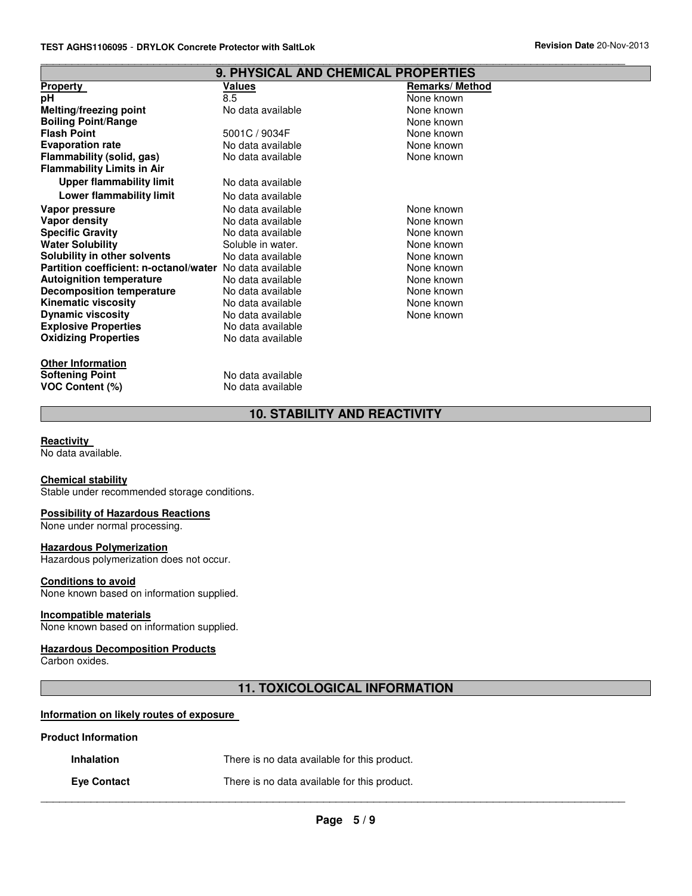## 9. PHYSICAL AND CHEMICAL PROPERTIES

| Property | Values | Remarks/ Method |
|---|---|---|
| **pH** | 8.5 | None known |
| **Melting/freezing point** | No data available | None known |
| **Boiling Point/Range** | | None known |
| **Flash Point** | 5001C / 9034F | None known |
| **Evaporation rate** | No data available | None known |
| **Flammability (solid, gas)** | No data available | None known |
| **Flammability Limits in Air** | | |
| **Upper flammability limit** | No data available | |
| **Lower flammability limit** | No data available | |
| **Vapor pressure** | No data available | None known |
| **Vapor density** | No data available | None known |
| **Specific Gravity** | No data available | None known |
| **Water Solubility** | Soluble in water. | None known |
| **Solubility in other solvents** | No data available | None known |
| **Partition coefficient: n-octanol/water** | No data available | None known |
| **Autoignition temperature** | No data available | None known |
| **Decomposition temperature** | No data available | None known |
| **Kinematic viscosity** | No data available | None known |
| **Dynamic viscosity** | No data available | None known |
| **Explosive Properties** | No data available | |
| **Oxidizing Properties** | No data available | |

**Other Information**

| | |
|---|---|
| **Softening Point** | No data available |
| **VOC Content (%)** | No data available |

## 10. STABILITY AND REACTIVITY

**Reactivity**
No data available.

**Chemical stability**
Stable under recommended storage conditions.

**Possibility of Hazardous Reactions**
None under normal processing.

**Hazardous Polymerization**
Hazardous polymerization does not occur.

**Conditions to avoid**
None known based on information supplied.

**Incompatible materials**
None known based on information supplied.

**Hazardous Decomposition Products**
Carbon oxides.

## 11. TOXICOLOGICAL INFORMATION

**Information on likely routes of exposure**

**Product Information**

| | |
|---|---|
| **Inhalation** | There is no data available for this product. |
| **Eye Contact** | There is no data available for this product. |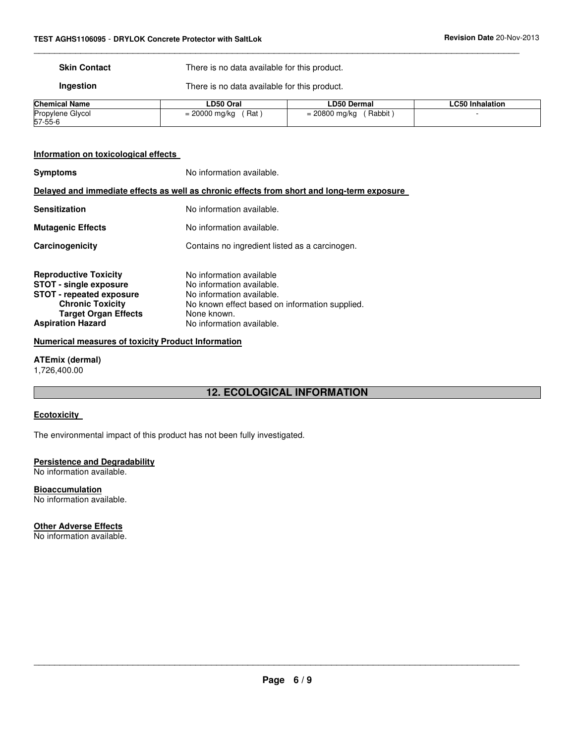**Skin Contact** There is no data available for this product.

**Ingestion** There is no data available for this product.

| Chemical Name | LD50 Oral | LD50 Dermal | LC50 Inhalation |
|---|---|---|---|
| Propylene Glycol<br>57-55-6 | = 20000 mg/kg ( Rat ) | = 20800 mg/kg ( Rabbit ) | - |

**Information on toxicological effects**

**Symptoms** No information available.

**Delayed and immediate effects as well as chronic effects from short and long-term exposure**

**Sensitization** No information available.

**Mutagenic Effects** No information available.

**Carcinogenicity** Contains no ingredient listed as a carcinogen.

**Reproductive Toxicity** No information available
**STOT - single exposure** No information available.
**STOT - repeated exposure** No information available.
**Chronic Toxicity** No known effect based on information supplied.
**Target Organ Effects** None known.
**Aspiration Hazard** No information available.

**Numerical measures of toxicity Product Information**

**ATEmix (dermal)**
1,726,400.00

## 12. ECOLOGICAL INFORMATION

**Ecotoxicity**

The environmental impact of this product has not been fully investigated.

**Persistence and Degradability**
No information available.

**Bioaccumulation**
No information available.

**Other Adverse Effects**
No information available.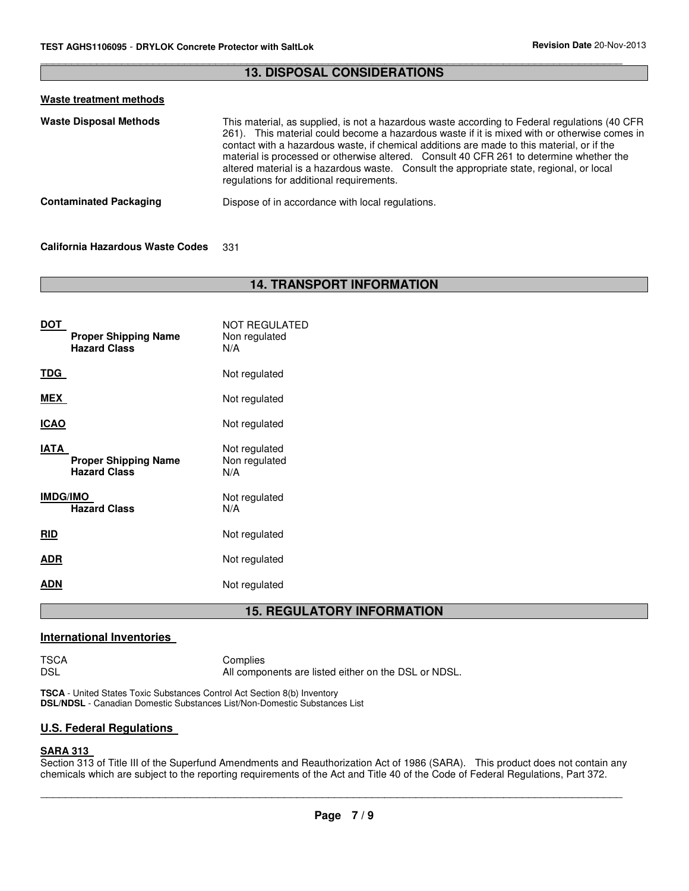## 13. DISPOSAL CONSIDERATIONS

**Waste treatment methods**

| | |
|---|---|
| **Waste Disposal Methods** | This material, as supplied, is not a hazardous waste according to Federal regulations (40 CFR 261). This material could become a hazardous waste if it is mixed with or otherwise comes in contact with a hazardous waste, if chemical additions are made to this material, or if the material is processed or otherwise altered. Consult 40 CFR 261 to determine whether the altered material is a hazardous waste. Consult the appropriate state, regional, or local regulations for additional requirements. |
| **Contaminated Packaging** | Dispose of in accordance with local regulations. |

**California Hazardous Waste Codes** 331

## 14. TRANSPORT INFORMATION

| | |
|---|---|
| **DOT** | NOT REGULATED |
| **Proper Shipping Name** | Non regulated |
| **Hazard Class** | N/A |
| **TDG** | Not regulated |
| **MEX** | Not regulated |
| **ICAO** | Not regulated |
| **IATA** | Not regulated |
| **Proper Shipping Name** | Non regulated |
| **Hazard Class** | N/A |
| **IMDG/IMO** | Not regulated |
| **Hazard Class** | N/A |
| **RID** | Not regulated |
| **ADR** | Not regulated |
| **ADN** | Not regulated |

## 15. REGULATORY INFORMATION

### International Inventories

| | |
|---|---|
| TSCA | Complies |
| DSL | All components are listed either on the DSL or NDSL. |

**TSCA** - United States Toxic Substances Control Act Section 8(b) Inventory
**DSL/NDSL** - Canadian Domestic Substances List/Non-Domestic Substances List

### U.S. Federal Regulations

**SARA 313**

Section 313 of Title III of the Superfund Amendments and Reauthorization Act of 1986 (SARA). This product does not contain any chemicals which are subject to the reporting requirements of the Act and Title 40 of the Code of Federal Regulations, Part 372.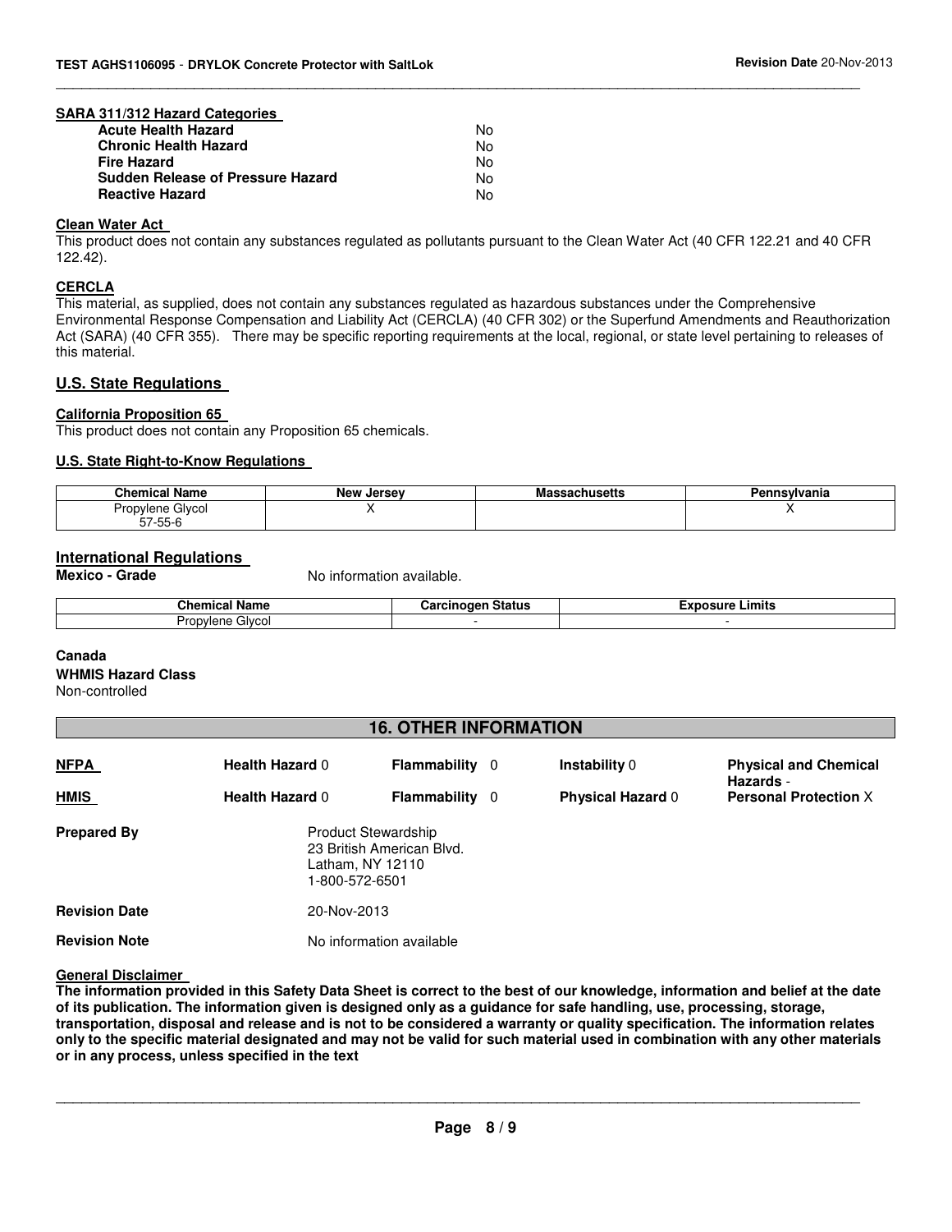#### SARA 311/312 Hazard Categories

| | |
|---|---|
| **Acute Health Hazard** | No |
| **Chronic Health Hazard** | No |
| **Fire Hazard** | No |
| **Sudden Release of Pressure Hazard** | No |
| **Reactive Hazard** | No |

#### Clean Water Act

This product does not contain any substances regulated as pollutants pursuant to the Clean Water Act (40 CFR 122.21 and 40 CFR 122.42).

#### CERCLA

This material, as supplied, does not contain any substances regulated as hazardous substances under the Comprehensive Environmental Response Compensation and Liability Act (CERCLA) (40 CFR 302) or the Superfund Amendments and Reauthorization Act (SARA) (40 CFR 355). There may be specific reporting requirements at the local, regional, or state level pertaining to releases of this material.

### U.S. State Regulations

#### California Proposition 65

This product does not contain any Proposition 65 chemicals.

#### U.S. State Right-to-Know Regulations

| Chemical Name | New Jersey | Massachusetts | Pennsylvania |
|---|---|---|---|
| Propylene Glycol 57-55-6 | X | | X |

### International Regulations

**Mexico - Grade** No information available.

| Chemical Name | Carcinogen Status | Exposure Limits |
|---|---|---|
| Propylene Glycol | - | - |

**Canada**

**WHMIS Hazard Class**

Non-controlled

## 16. OTHER INFORMATION

| | | | | |
|---|---|---|---|---|
| **NFPA** | **Health Hazard** 0 | **Flammability** 0 | **Instability** 0 | **Physical and Chemical Hazards** - |
| **HMIS** | **Health Hazard** 0 | **Flammability** 0 | **Physical Hazard** 0 | **Personal Protection** X |

**Prepared By** Product Stewardship
23 British American Blvd.
Latham, NY 12110
1-800-572-6501

**Revision Date** 20-Nov-2013

**Revision Note** No information available

#### General Disclaimer

**The information provided in this Safety Data Sheet is correct to the best of our knowledge, information and belief at the date of its publication. The information given is designed only as a guidance for safe handling, use, processing, storage, transportation, disposal and release and is not to be considered a warranty or quality specification. The information relates only to the specific material designated and may not be valid for such material used in combination with any other materials or in any process, unless specified in the text**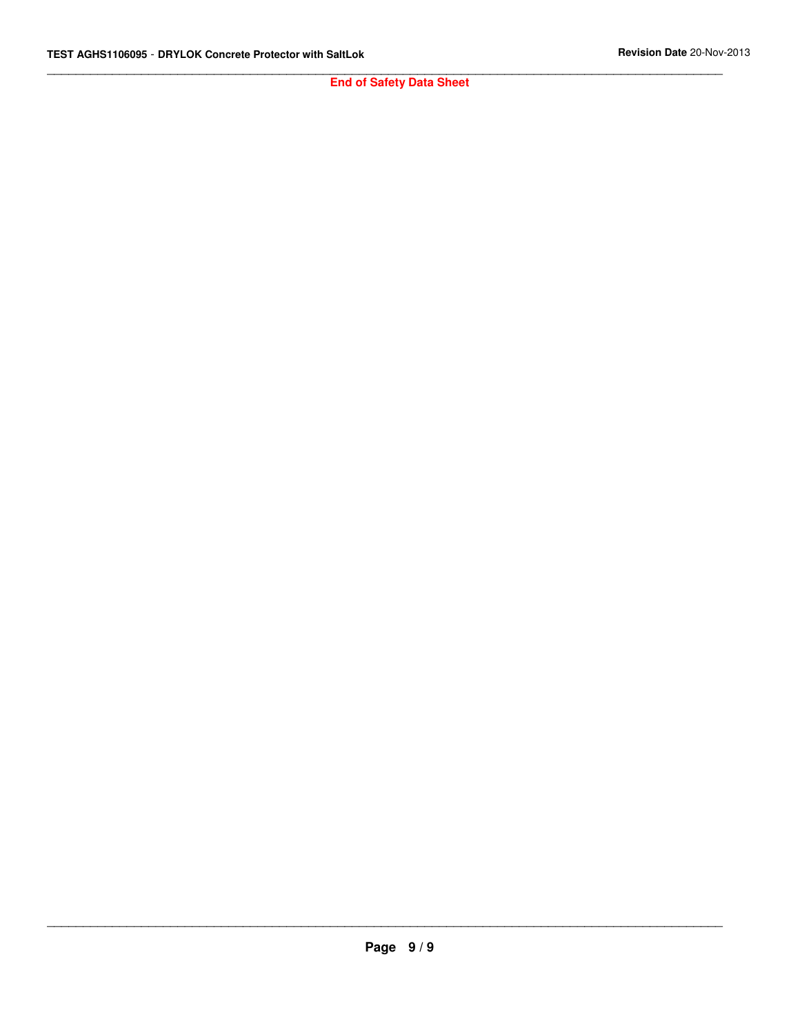**End of Safety Data Sheet**